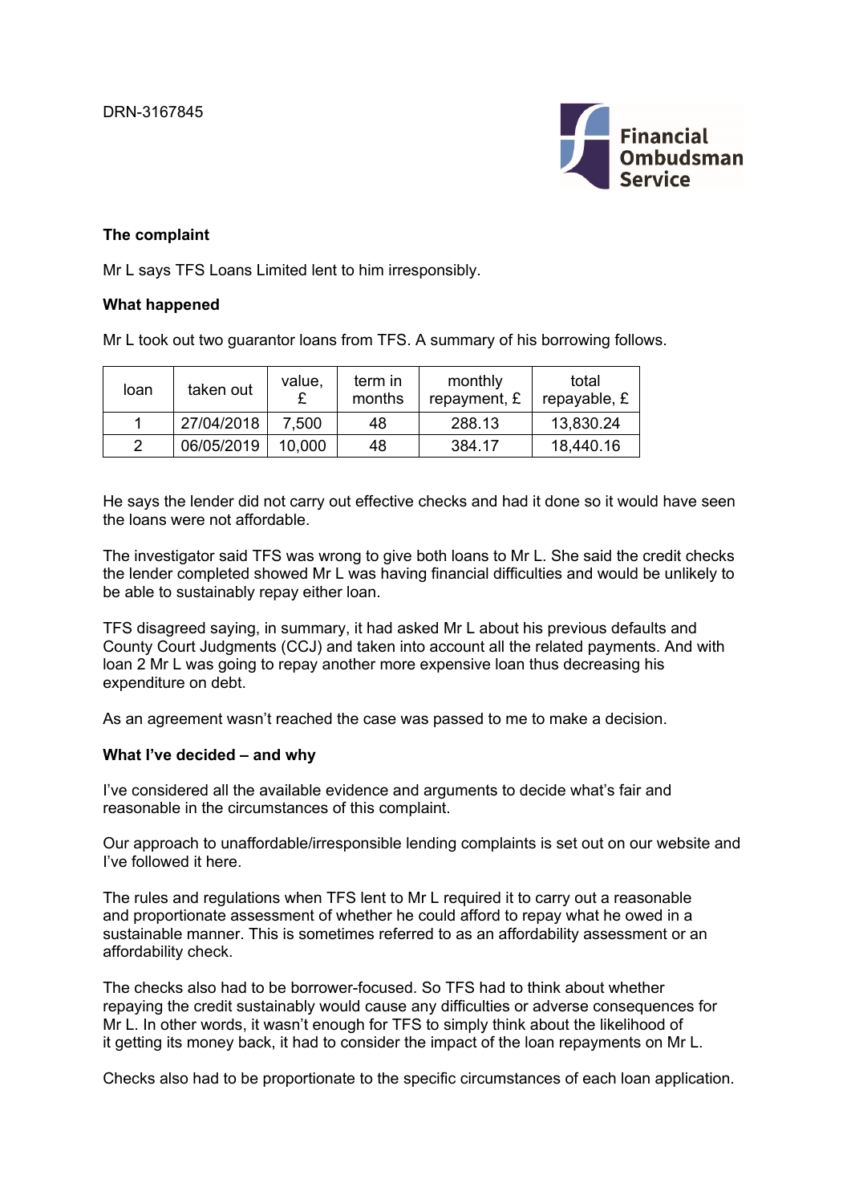DRN-3167845

### The complaint

Mr L says TFS Loans Limited lent to him irresponsibly.

### What happened

Mr L took out two guarantor loans from TFS. A summary of his borrowing follows.

| loan | taken out | value, £ | term in months | monthly repayment, £ | total repayable, £ |
|---|---|---|---|---|---|
| 1 | 27/04/2018 | 7,500 | 48 | 288.13 | 13,830.24 |
| 2 | 06/05/2019 | 10,000 | 48 | 384.17 | 18,440.16 |

He says the lender did not carry out effective checks and had it done so it would have seen the loans were not affordable.

The investigator said TFS was wrong to give both loans to Mr L. She said the credit checks the lender completed showed Mr L was having financial difficulties and would be unlikely to be able to sustainably repay either loan.

TFS disagreed saying, in summary, it had asked Mr L about his previous defaults and County Court Judgments (CCJ) and taken into account all the related payments. And with loan 2 Mr L was going to repay another more expensive loan thus decreasing his expenditure on debt.

As an agreement wasn't reached the case was passed to me to make a decision.

### What I've decided – and why

I've considered all the available evidence and arguments to decide what's fair and reasonable in the circumstances of this complaint.

Our approach to unaffordable/irresponsible lending complaints is set out on our website and I've followed it here.

The rules and regulations when TFS lent to Mr L required it to carry out a reasonable and proportionate assessment of whether he could afford to repay what he owed in a sustainable manner. This is sometimes referred to as an affordability assessment or an affordability check.

The checks also had to be borrower-focused. So TFS had to think about whether repaying the credit sustainably would cause any difficulties or adverse consequences for Mr L. In other words, it wasn't enough for TFS to simply think about the likelihood of it getting its money back, it had to consider the impact of the loan repayments on Mr L.

Checks also had to be proportionate to the specific circumstances of each loan application.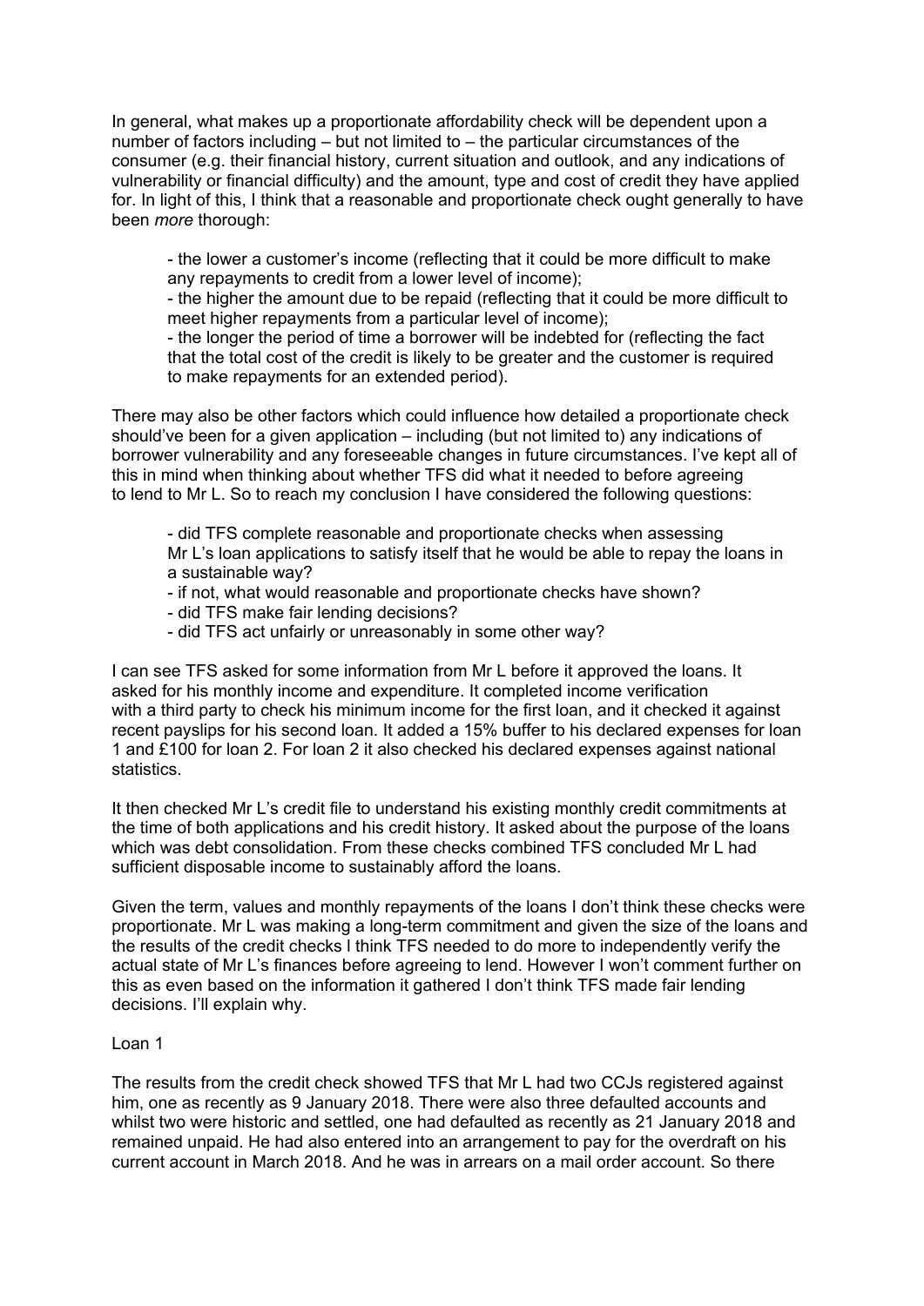In general, what makes up a proportionate affordability check will be dependent upon a number of factors including – but not limited to – the particular circumstances of the consumer (e.g. their financial history, current situation and outlook, and any indications of vulnerability or financial difficulty) and the amount, type and cost of credit they have applied for. In light of this, I think that a reasonable and proportionate check ought generally to have been *more* thorough:

- the lower a customer's income (reflecting that it could be more difficult to make any repayments to credit from a lower level of income);
- the higher the amount due to be repaid (reflecting that it could be more difficult to meet higher repayments from a particular level of income);
- the longer the period of time a borrower will be indebted for (reflecting the fact that the total cost of the credit is likely to be greater and the customer is required to make repayments for an extended period).

There may also be other factors which could influence how detailed a proportionate check should've been for a given application – including (but not limited to) any indications of borrower vulnerability and any foreseeable changes in future circumstances. I've kept all of this in mind when thinking about whether TFS did what it needed to before agreeing to lend to Mr L. So to reach my conclusion I have considered the following questions:

- did TFS complete reasonable and proportionate checks when assessing Mr L's loan applications to satisfy itself that he would be able to repay the loans in a sustainable way?
- if not, what would reasonable and proportionate checks have shown?
- did TFS make fair lending decisions?
- did TFS act unfairly or unreasonably in some other way?

I can see TFS asked for some information from Mr L before it approved the loans. It asked for his monthly income and expenditure. It completed income verification with a third party to check his minimum income for the first loan, and it checked it against recent payslips for his second loan. It added a 15% buffer to his declared expenses for loan 1 and £100 for loan 2. For loan 2 it also checked his declared expenses against national statistics.

It then checked Mr L's credit file to understand his existing monthly credit commitments at the time of both applications and his credit history. It asked about the purpose of the loans which was debt consolidation. From these checks combined TFS concluded Mr L had sufficient disposable income to sustainably afford the loans.

Given the term, values and monthly repayments of the loans I don't think these checks were proportionate. Mr L was making a long-term commitment and given the size of the loans and the results of the credit checks I think TFS needed to do more to independently verify the actual state of Mr L's finances before agreeing to lend. However I won't comment further on this as even based on the information it gathered I don't think TFS made fair lending decisions. I'll explain why.

Loan 1

The results from the credit check showed TFS that Mr L had two CCJs registered against him, one as recently as 9 January 2018. There were also three defaulted accounts and whilst two were historic and settled, one had defaulted as recently as 21 January 2018 and remained unpaid. He had also entered into an arrangement to pay for the overdraft on his current account in March 2018. And he was in arrears on a mail order account. So there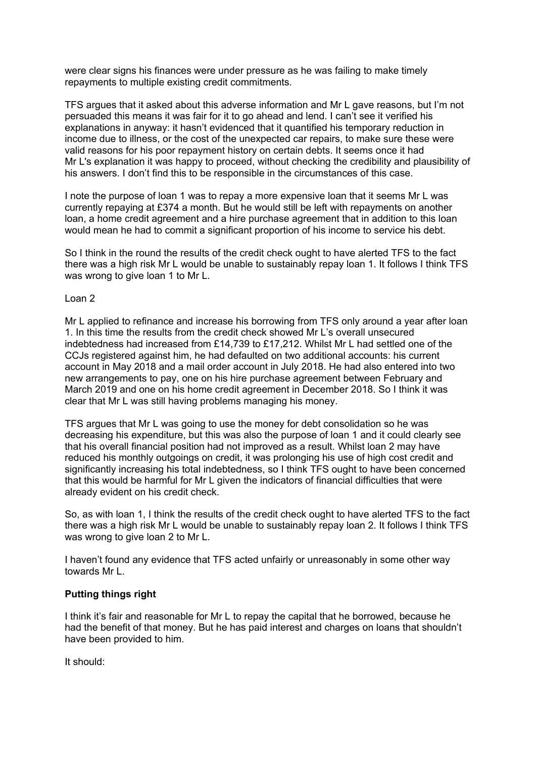were clear signs his finances were under pressure as he was failing to make timely repayments to multiple existing credit commitments.

TFS argues that it asked about this adverse information and Mr L gave reasons, but I'm not persuaded this means it was fair for it to go ahead and lend. I can't see it verified his explanations in anyway: it hasn't evidenced that it quantified his temporary reduction in income due to illness, or the cost of the unexpected car repairs, to make sure these were valid reasons for his poor repayment history on certain debts. It seems once it had Mr L's explanation it was happy to proceed, without checking the credibility and plausibility of his answers. I don't find this to be responsible in the circumstances of this case.

I note the purpose of loan 1 was to repay a more expensive loan that it seems Mr L was currently repaying at £374 a month. But he would still be left with repayments on another loan, a home credit agreement and a hire purchase agreement that in addition to this loan would mean he had to commit a significant proportion of his income to service his debt.

So I think in the round the results of the credit check ought to have alerted TFS to the fact there was a high risk Mr L would be unable to sustainably repay loan 1. It follows I think TFS was wrong to give loan 1 to Mr L.

Loan 2

Mr L applied to refinance and increase his borrowing from TFS only around a year after loan 1. In this time the results from the credit check showed Mr L's overall unsecured indebtedness had increased from £14,739 to £17,212. Whilst Mr L had settled one of the CCJs registered against him, he had defaulted on two additional accounts: his current account in May 2018 and a mail order account in July 2018. He had also entered into two new arrangements to pay, one on his hire purchase agreement between February and March 2019 and one on his home credit agreement in December 2018. So I think it was clear that Mr L was still having problems managing his money.

TFS argues that Mr L was going to use the money for debt consolidation so he was decreasing his expenditure, but this was also the purpose of loan 1 and it could clearly see that his overall financial position had not improved as a result. Whilst loan 2 may have reduced his monthly outgoings on credit, it was prolonging his use of high cost credit and significantly increasing his total indebtedness, so I think TFS ought to have been concerned that this would be harmful for Mr L given the indicators of financial difficulties that were already evident on his credit check.

So, as with loan 1, I think the results of the credit check ought to have alerted TFS to the fact there was a high risk Mr L would be unable to sustainably repay loan 2. It follows I think TFS was wrong to give loan 2 to Mr L.

I haven't found any evidence that TFS acted unfairly or unreasonably in some other way towards Mr L.

**Putting things right**

I think it's fair and reasonable for Mr L to repay the capital that he borrowed, because he had the benefit of that money. But he has paid interest and charges on loans that shouldn't have been provided to him.

It should: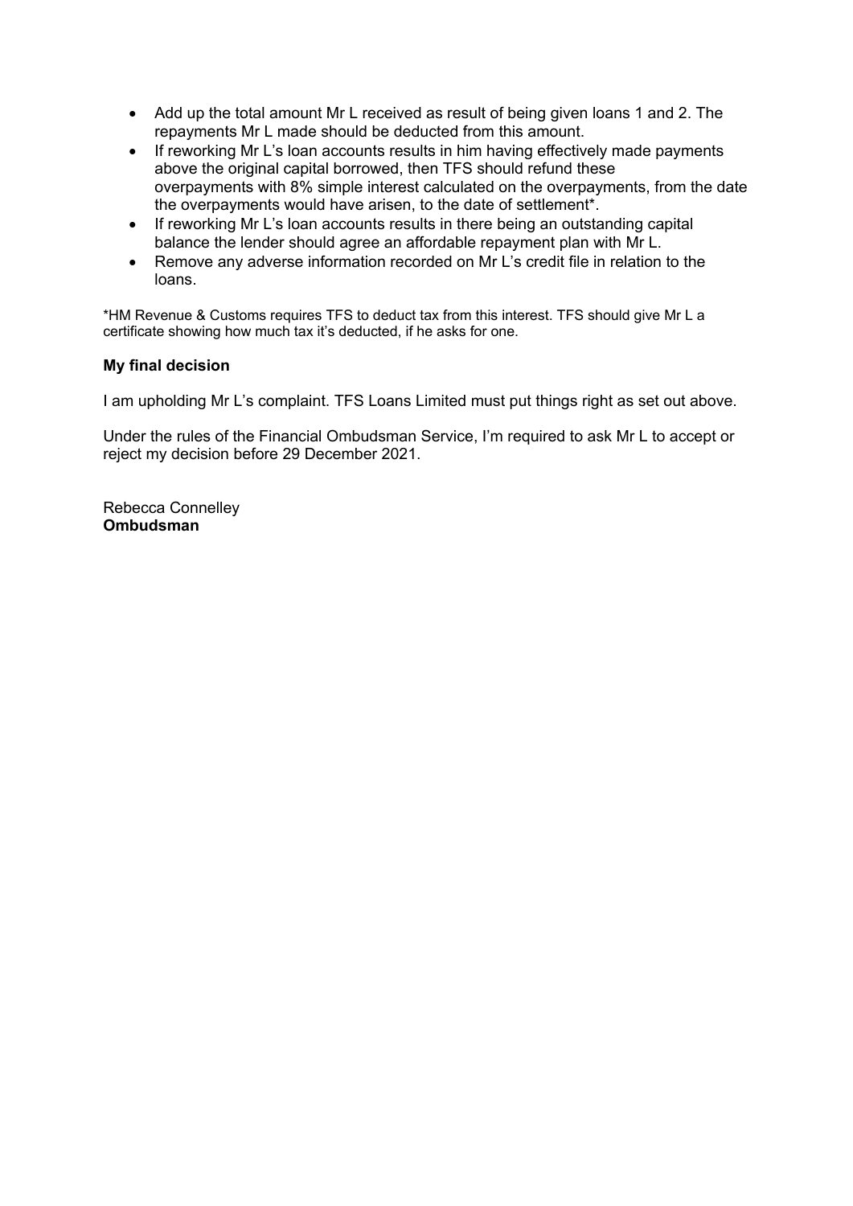- Add up the total amount Mr L received as result of being given loans 1 and 2. The repayments Mr L made should be deducted from this amount.
- If reworking Mr L's loan accounts results in him having effectively made payments above the original capital borrowed, then TFS should refund these overpayments with 8% simple interest calculated on the overpayments, from the date the overpayments would have arisen, to the date of settlement*.
- If reworking Mr L's loan accounts results in there being an outstanding capital balance the lender should agree an affordable repayment plan with Mr L.
- Remove any adverse information recorded on Mr L's credit file in relation to the loans.

*HM Revenue & Customs requires TFS to deduct tax from this interest. TFS should give Mr L a certificate showing how much tax it's deducted, if he asks for one.

**My final decision**

I am upholding Mr L's complaint. TFS Loans Limited must put things right as set out above.

Under the rules of the Financial Ombudsman Service, I'm required to ask Mr L to accept or reject my decision before 29 December 2021.

Rebecca Connelley
**Ombudsman**